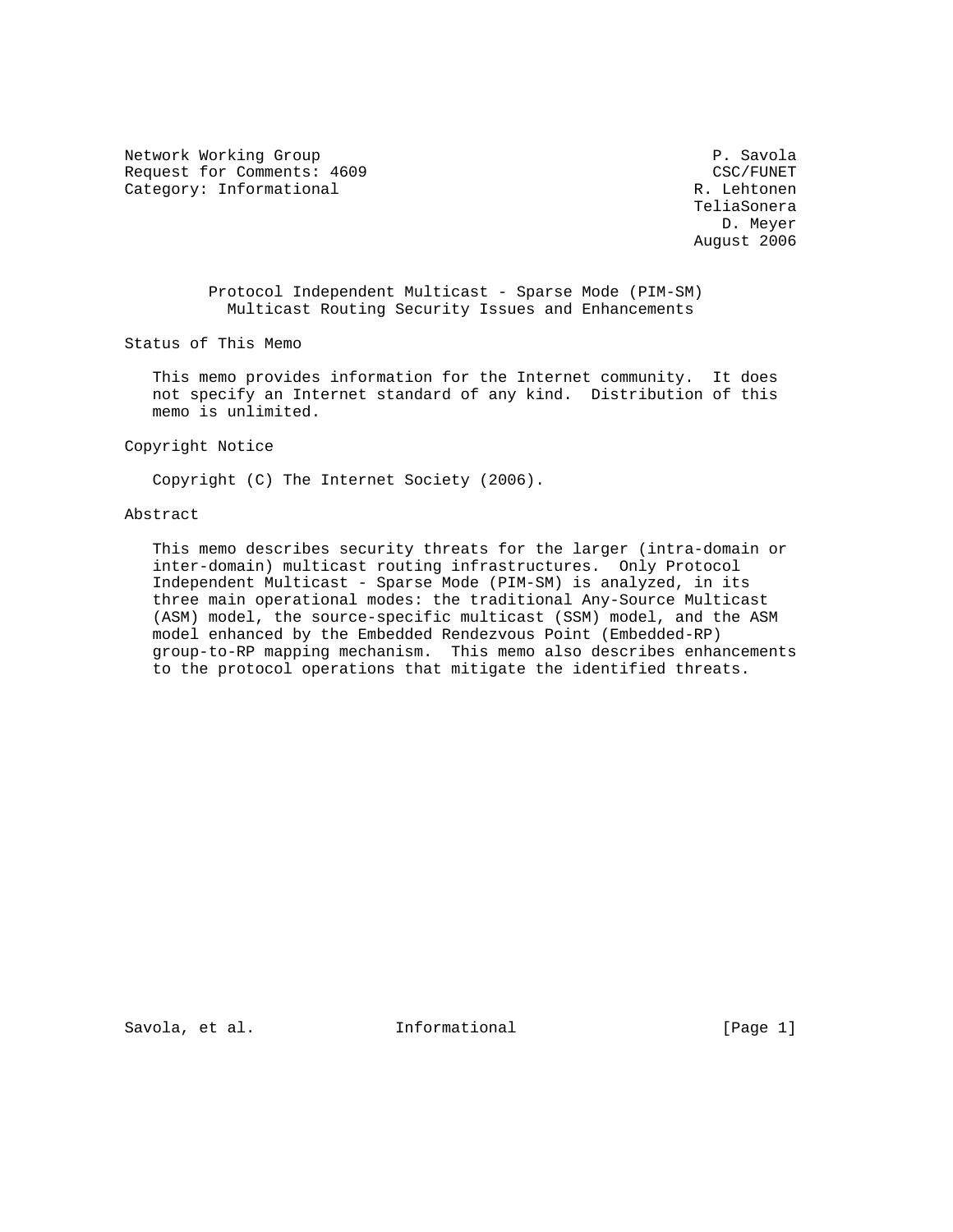Network Working Group P. Savola
Request for Comments: 4609 CSC/FUNET
Category: Informational R. Lehtonen
TeliaSonera
D. Meyer
August 2006

# Protocol Independent Multicast - Sparse Mode (PIM-SM) Multicast Routing Security Issues and Enhancements

## Status of This Memo

This memo provides information for the Internet community. It does not specify an Internet standard of any kind. Distribution of this memo is unlimited.

## Copyright Notice

Copyright (C) The Internet Society (2006).

## Abstract

This memo describes security threats for the larger (intra-domain or inter-domain) multicast routing infrastructures. Only Protocol Independent Multicast - Sparse Mode (PIM-SM) is analyzed, in its three main operational modes: the traditional Any-Source Multicast (ASM) model, the source-specific multicast (SSM) model, and the ASM model enhanced by the Embedded Rendezvous Point (Embedded-RP) group-to-RP mapping mechanism. This memo also describes enhancements to the protocol operations that mitigate the identified threats.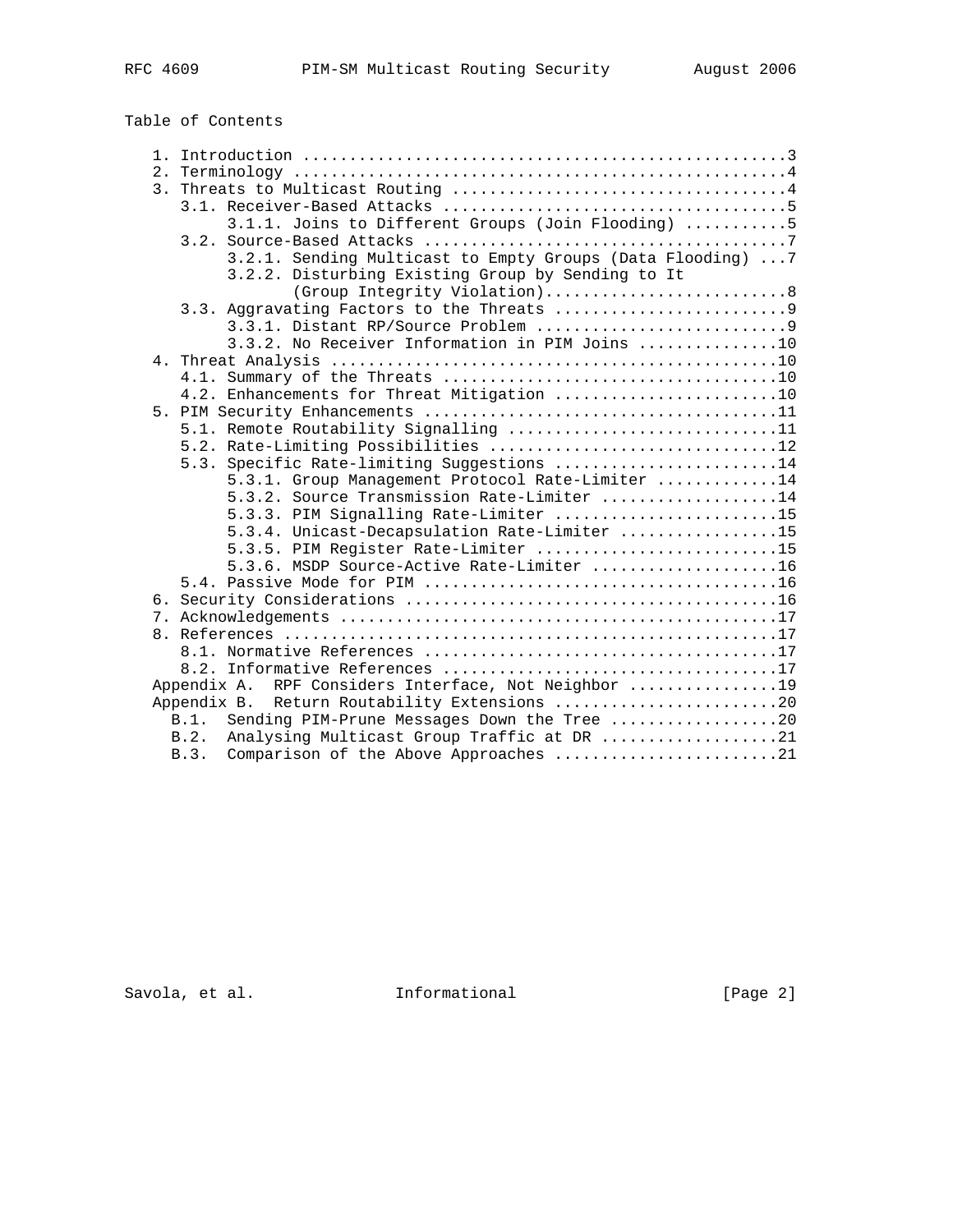## Table of Contents

```
   1. Introduction ....................................................3
   2. Terminology .....................................................4
   3. Threats to Multicast Routing ....................................4
      3.1. Receiver-Based Attacks .....................................5
           3.1.1. Joins to Different Groups (Join Flooding) ...........5
      3.2. Source-Based Attacks .......................................7
           3.2.1. Sending Multicast to Empty Groups (Data Flooding) ...7
           3.2.2. Disturbing Existing Group by Sending to It
                  (Group Integrity Violation)..........................8
      3.3. Aggravating Factors to the Threats .........................9
           3.3.1. Distant RP/Source Problem ...........................9
           3.3.2. No Receiver Information in PIM Joins ...............10
   4. Threat Analysis ................................................10
      4.1. Summary of the Threats ....................................10
      4.2. Enhancements for Threat Mitigation ........................10
   5. PIM Security Enhancements ......................................11
      5.1. Remote Routability Signalling .............................11
      5.2. Rate-Limiting Possibilities ...............................12
      5.3. Specific Rate-limiting Suggestions ........................14
           5.3.1. Group Management Protocol Rate-Limiter .............14
           5.3.2. Source Transmission Rate-Limiter ...................14
           5.3.3. PIM Signalling Rate-Limiter ........................15
           5.3.4. Unicast-Decapsulation Rate-Limiter .................15
           5.3.5. PIM Register Rate-Limiter ..........................15
           5.3.6. MSDP Source-Active Rate-Limiter ....................16
      5.4. Passive Mode for PIM ......................................16
   6. Security Considerations ........................................16
   7. Acknowledgements ...............................................17
   8. References .....................................................17
      8.1. Normative References ......................................17
      8.2. Informative References ....................................17
   Appendix A.  RPF Considers Interface, Not Neighbor ................19
   Appendix B.  Return Routability Extensions ........................20
     B.1.  Sending PIM-Prune Messages Down the Tree ..................20
     B.2.  Analysing Multicast Group Traffic at DR ...................21
     B.3.  Comparison of the Above Approaches ........................21
```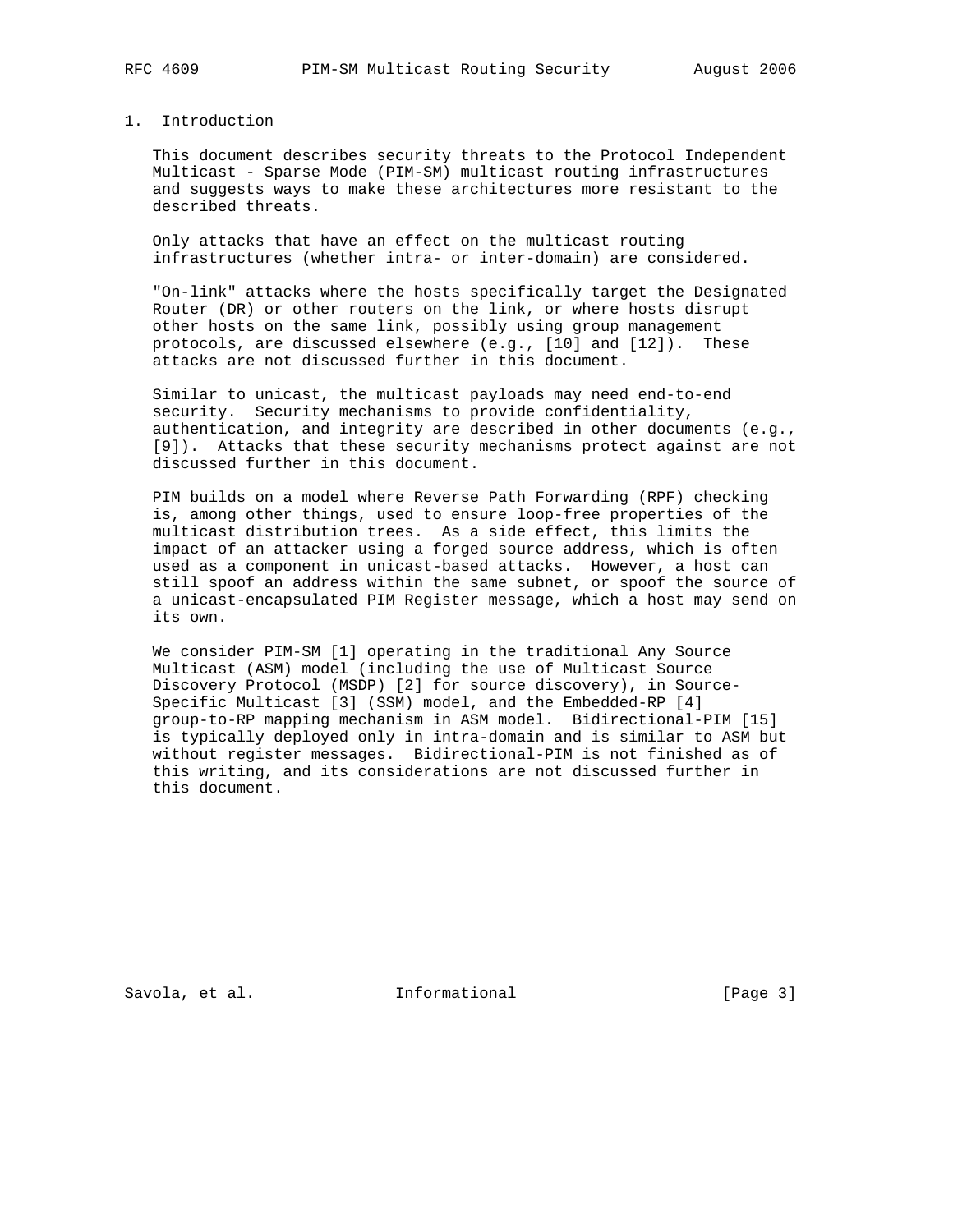# 1. Introduction

This document describes security threats to the Protocol Independent Multicast - Sparse Mode (PIM-SM) multicast routing infrastructures and suggests ways to make these architectures more resistant to the described threats.

Only attacks that have an effect on the multicast routing infrastructures (whether intra- or inter-domain) are considered.

"On-link" attacks where the hosts specifically target the Designated Router (DR) or other routers on the link, or where hosts disrupt other hosts on the same link, possibly using group management protocols, are discussed elsewhere (e.g., [10] and [12]). These attacks are not discussed further in this document.

Similar to unicast, the multicast payloads may need end-to-end security. Security mechanisms to provide confidentiality, authentication, and integrity are described in other documents (e.g., [9]). Attacks that these security mechanisms protect against are not discussed further in this document.

PIM builds on a model where Reverse Path Forwarding (RPF) checking is, among other things, used to ensure loop-free properties of the multicast distribution trees. As a side effect, this limits the impact of an attacker using a forged source address, which is often used as a component in unicast-based attacks. However, a host can still spoof an address within the same subnet, or spoof the source of a unicast-encapsulated PIM Register message, which a host may send on its own.

We consider PIM-SM [1] operating in the traditional Any Source Multicast (ASM) model (including the use of Multicast Source Discovery Protocol (MSDP) [2] for source discovery), in Source-Specific Multicast [3] (SSM) model, and the Embedded-RP [4] group-to-RP mapping mechanism in ASM model. Bidirectional-PIM [15] is typically deployed only in intra-domain and is similar to ASM but without register messages. Bidirectional-PIM is not finished as of this writing, and its considerations are not discussed further in this document.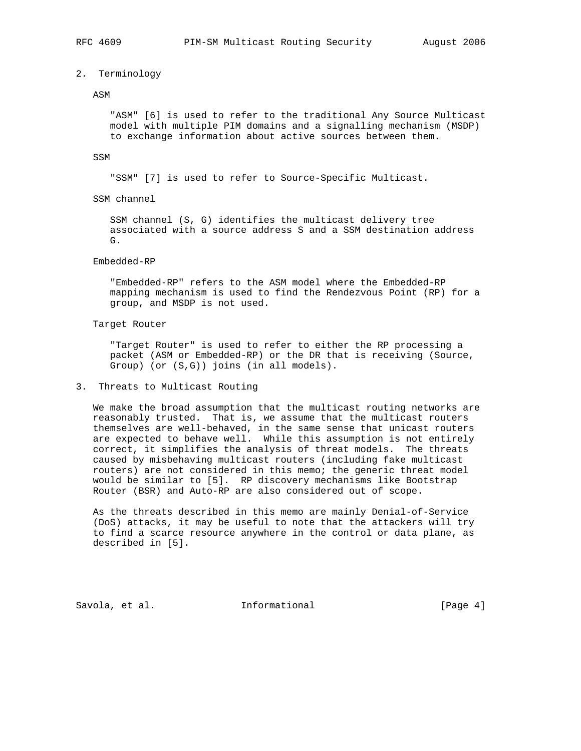## 2. Terminology

ASM

"ASM" [6] is used to refer to the traditional Any Source Multicast model with multiple PIM domains and a signalling mechanism (MSDP) to exchange information about active sources between them.

SSM

"SSM" [7] is used to refer to Source-Specific Multicast.

SSM channel

SSM channel (S, G) identifies the multicast delivery tree associated with a source address S and a SSM destination address G.

Embedded-RP

"Embedded-RP" refers to the ASM model where the Embedded-RP mapping mechanism is used to find the Rendezvous Point (RP) for a group, and MSDP is not used.

Target Router

"Target Router" is used to refer to either the RP processing a packet (ASM or Embedded-RP) or the DR that is receiving (Source, Group) (or (S,G)) joins (in all models).

## 3. Threats to Multicast Routing

We make the broad assumption that the multicast routing networks are reasonably trusted. That is, we assume that the multicast routers themselves are well-behaved, in the same sense that unicast routers are expected to behave well. While this assumption is not entirely correct, it simplifies the analysis of threat models. The threats caused by misbehaving multicast routers (including fake multicast routers) are not considered in this memo; the generic threat model would be similar to [5]. RP discovery mechanisms like Bootstrap Router (BSR) and Auto-RP are also considered out of scope.

As the threats described in this memo are mainly Denial-of-Service (DoS) attacks, it may be useful to note that the attackers will try to find a scarce resource anywhere in the control or data plane, as described in [5].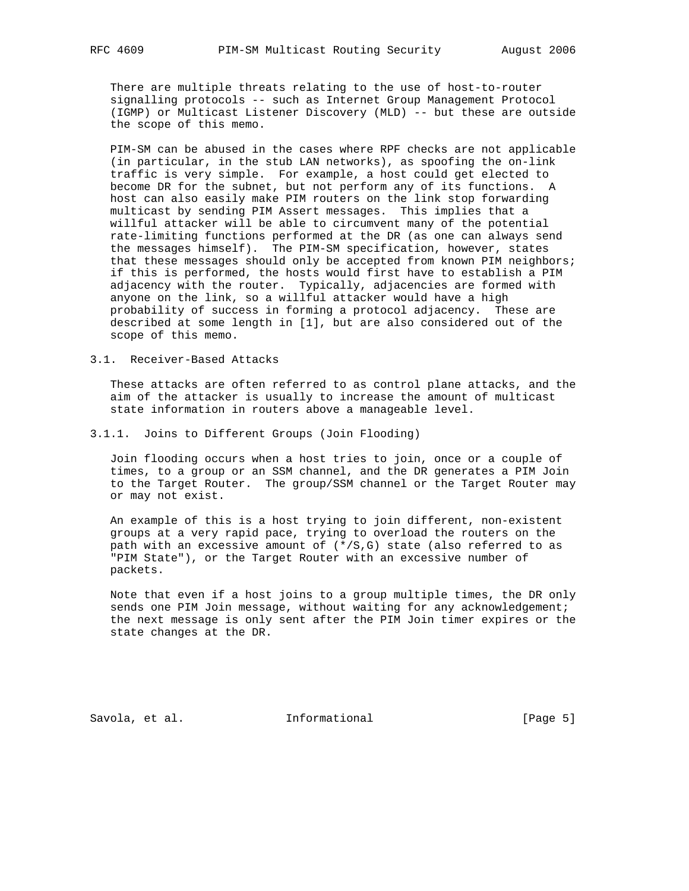There are multiple threats relating to the use of host-to-router signalling protocols -- such as Internet Group Management Protocol (IGMP) or Multicast Listener Discovery (MLD) -- but these are outside the scope of this memo.

PIM-SM can be abused in the cases where RPF checks are not applicable (in particular, in the stub LAN networks), as spoofing the on-link traffic is very simple. For example, a host could get elected to become DR for the subnet, but not perform any of its functions. A host can also easily make PIM routers on the link stop forwarding multicast by sending PIM Assert messages. This implies that a willful attacker will be able to circumvent many of the potential rate-limiting functions performed at the DR (as one can always send the messages himself). The PIM-SM specification, however, states that these messages should only be accepted from known PIM neighbors; if this is performed, the hosts would first have to establish a PIM adjacency with the router. Typically, adjacencies are formed with anyone on the link, so a willful attacker would have a high probability of success in forming a protocol adjacency. These are described at some length in [1], but are also considered out of the scope of this memo.

### 3.1. Receiver-Based Attacks

These attacks are often referred to as control plane attacks, and the aim of the attacker is usually to increase the amount of multicast state information in routers above a manageable level.

#### 3.1.1. Joins to Different Groups (Join Flooding)

Join flooding occurs when a host tries to join, once or a couple of times, to a group or an SSM channel, and the DR generates a PIM Join to the Target Router. The group/SSM channel or the Target Router may or may not exist.

An example of this is a host trying to join different, non-existent groups at a very rapid pace, trying to overload the routers on the path with an excessive amount of (*/S,G) state (also referred to as "PIM State"), or the Target Router with an excessive number of packets.

Note that even if a host joins to a group multiple times, the DR only sends one PIM Join message, without waiting for any acknowledgement; the next message is only sent after the PIM Join timer expires or the state changes at the DR.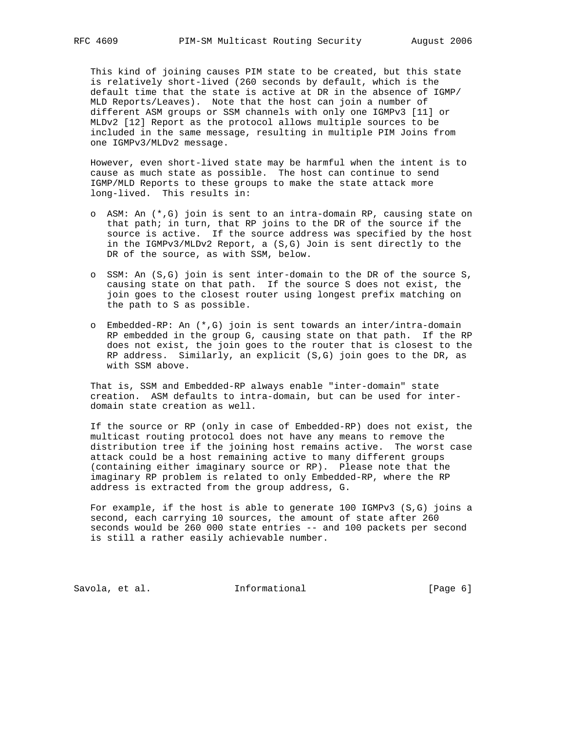This kind of joining causes PIM state to be created, but this state is relatively short-lived (260 seconds by default, which is the default time that the state is active at DR in the absence of IGMP/MLD Reports/Leaves). Note that the host can join a number of different ASM groups or SSM channels with only one IGMPv3 [11] or MLDv2 [12] Report as the protocol allows multiple sources to be included in the same message, resulting in multiple PIM Joins from one IGMPv3/MLDv2 message.

However, even short-lived state may be harmful when the intent is to cause as much state as possible. The host can continue to send IGMP/MLD Reports to these groups to make the state attack more long-lived. This results in:

- ASM: An (*,G) join is sent to an intra-domain RP, causing state on that path; in turn, that RP joins to the DR of the source if the source is active. If the source address was specified by the host in the IGMPv3/MLDv2 Report, a (S,G) Join is sent directly to the DR of the source, as with SSM, below.
- SSM: An (S,G) join is sent inter-domain to the DR of the source S, causing state on that path. If the source S does not exist, the join goes to the closest router using longest prefix matching on the path to S as possible.
- Embedded-RP: An (*,G) join is sent towards an inter/intra-domain RP embedded in the group G, causing state on that path. If the RP does not exist, the join goes to the router that is closest to the RP address. Similarly, an explicit (S,G) join goes to the DR, as with SSM above.

That is, SSM and Embedded-RP always enable "inter-domain" state creation. ASM defaults to intra-domain, but can be used for inter-domain state creation as well.

If the source or RP (only in case of Embedded-RP) does not exist, the multicast routing protocol does not have any means to remove the distribution tree if the joining host remains active. The worst case attack could be a host remaining active to many different groups (containing either imaginary source or RP). Please note that the imaginary RP problem is related to only Embedded-RP, where the RP address is extracted from the group address, G.

For example, if the host is able to generate 100 IGMPv3 (S,G) joins a second, each carrying 10 sources, the amount of state after 260 seconds would be 260 000 state entries -- and 100 packets per second is still a rather easily achievable number.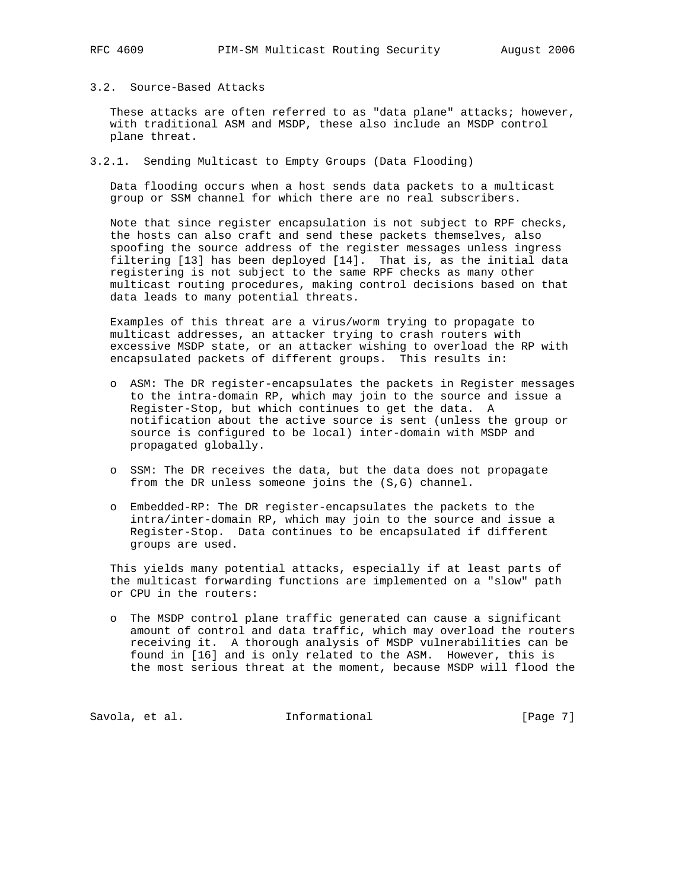### 3.2. Source-Based Attacks

These attacks are often referred to as "data plane" attacks; however, with traditional ASM and MSDP, these also include an MSDP control plane threat.

#### 3.2.1. Sending Multicast to Empty Groups (Data Flooding)

Data flooding occurs when a host sends data packets to a multicast group or SSM channel for which there are no real subscribers.

Note that since register encapsulation is not subject to RPF checks, the hosts can also craft and send these packets themselves, also spoofing the source address of the register messages unless ingress filtering [13] has been deployed [14]. That is, as the initial data registering is not subject to the same RPF checks as many other multicast routing procedures, making control decisions based on that data leads to many potential threats.

Examples of this threat are a virus/worm trying to propagate to multicast addresses, an attacker trying to crash routers with excessive MSDP state, or an attacker wishing to overload the RP with encapsulated packets of different groups. This results in:

- ASM: The DR register-encapsulates the packets in Register messages to the intra-domain RP, which may join to the source and issue a Register-Stop, but which continues to get the data. A notification about the active source is sent (unless the group or source is configured to be local) inter-domain with MSDP and propagated globally.

- SSM: The DR receives the data, but the data does not propagate from the DR unless someone joins the (S,G) channel.

- Embedded-RP: The DR register-encapsulates the packets to the intra/inter-domain RP, which may join to the source and issue a Register-Stop. Data continues to be encapsulated if different groups are used.

This yields many potential attacks, especially if at least parts of the multicast forwarding functions are implemented on a "slow" path or CPU in the routers:

- The MSDP control plane traffic generated can cause a significant amount of control and data traffic, which may overload the routers receiving it. A thorough analysis of MSDP vulnerabilities can be found in [16] and is only related to the ASM. However, this is the most serious threat at the moment, because MSDP will flood the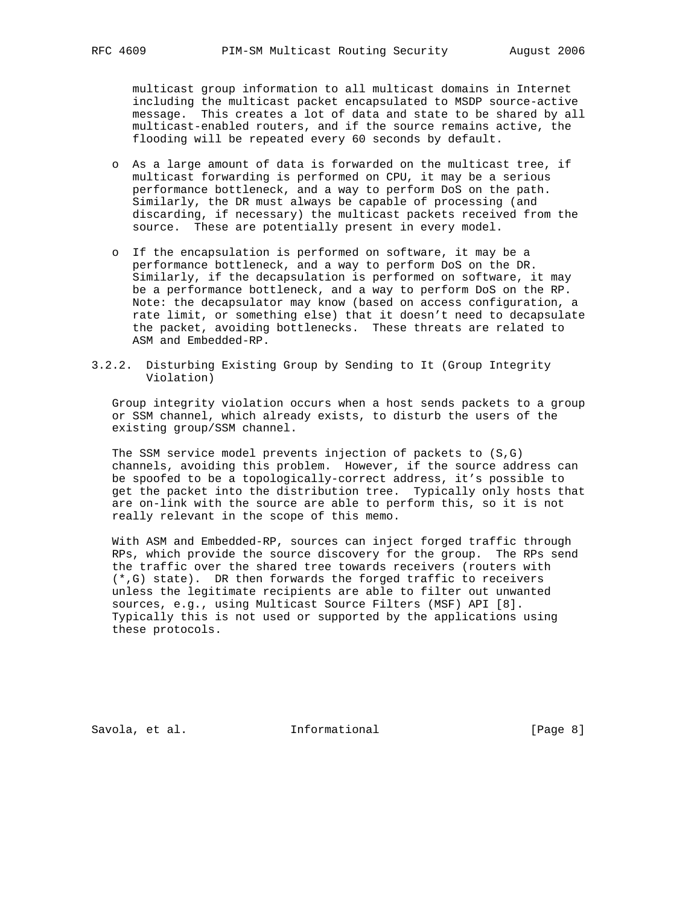multicast group information to all multicast domains in Internet including the multicast packet encapsulated to MSDP source-active message. This creates a lot of data and state to be shared by all multicast-enabled routers, and if the source remains active, the flooding will be repeated every 60 seconds by default.

- As a large amount of data is forwarded on the multicast tree, if multicast forwarding is performed on CPU, it may be a serious performance bottleneck, and a way to perform DoS on the path. Similarly, the DR must always be capable of processing (and discarding, if necessary) the multicast packets received from the source. These are potentially present in every model.

- If the encapsulation is performed on software, it may be a performance bottleneck, and a way to perform DoS on the DR. Similarly, if the decapsulation is performed on software, it may be a performance bottleneck, and a way to perform DoS on the RP. Note: the decapsulator may know (based on access configuration, a rate limit, or something else) that it doesn't need to decapsulate the packet, avoiding bottlenecks. These threats are related to ASM and Embedded-RP.

### 3.2.2. Disturbing Existing Group by Sending to It (Group Integrity Violation)

Group integrity violation occurs when a host sends packets to a group or SSM channel, which already exists, to disturb the users of the existing group/SSM channel.

The SSM service model prevents injection of packets to (S,G) channels, avoiding this problem. However, if the source address can be spoofed to be a topologically-correct address, it's possible to get the packet into the distribution tree. Typically only hosts that are on-link with the source are able to perform this, so it is not really relevant in the scope of this memo.

With ASM and Embedded-RP, sources can inject forged traffic through RPs, which provide the source discovery for the group. The RPs send the traffic over the shared tree towards receivers (routers with (*,G) state). DR then forwards the forged traffic to receivers unless the legitimate recipients are able to filter out unwanted sources, e.g., using Multicast Source Filters (MSF) API [8]. Typically this is not used or supported by the applications using these protocols.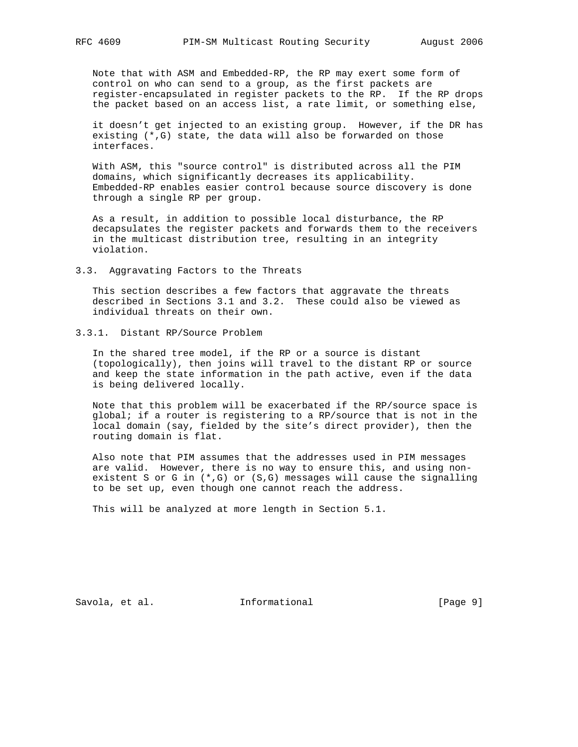Note that with ASM and Embedded-RP, the RP may exert some form of control on who can send to a group, as the first packets are register-encapsulated in register packets to the RP. If the RP drops the packet based on an access list, a rate limit, or something else, it doesn't get injected to an existing group. However, if the DR has existing (*,G) state, the data will also be forwarded on those interfaces.

With ASM, this "source control" is distributed across all the PIM domains, which significantly decreases its applicability. Embedded-RP enables easier control because source discovery is done through a single RP per group.

As a result, in addition to possible local disturbance, the RP decapsulates the register packets and forwards them to the receivers in the multicast distribution tree, resulting in an integrity violation.

### 3.3. Aggravating Factors to the Threats

This section describes a few factors that aggravate the threats described in Sections 3.1 and 3.2. These could also be viewed as individual threats on their own.

#### 3.3.1. Distant RP/Source Problem

In the shared tree model, if the RP or a source is distant (topologically), then joins will travel to the distant RP or source and keep the state information in the path active, even if the data is being delivered locally.

Note that this problem will be exacerbated if the RP/source space is global; if a router is registering to a RP/source that is not in the local domain (say, fielded by the site's direct provider), then the routing domain is flat.

Also note that PIM assumes that the addresses used in PIM messages are valid. However, there is no way to ensure this, and using non-existent S or G in (*,G) or (S,G) messages will cause the signalling to be set up, even though one cannot reach the address.

This will be analyzed at more length in Section 5.1.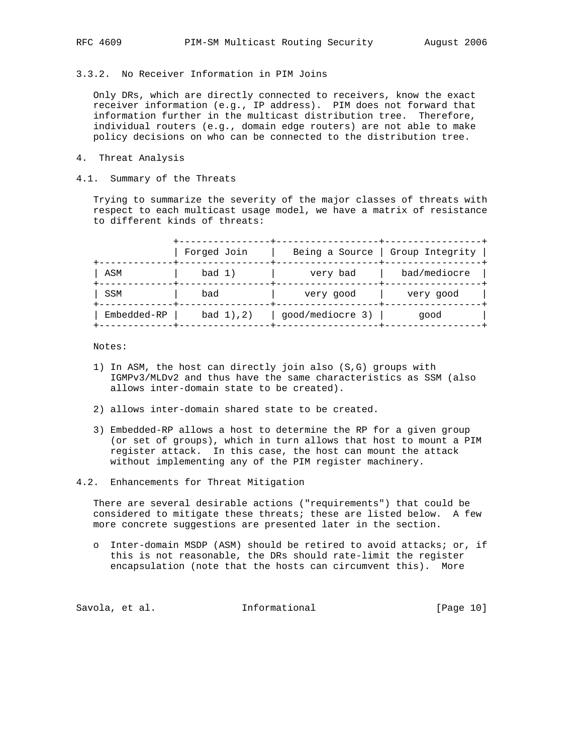### 3.3.2. No Receiver Information in PIM Joins

Only DRs, which are directly connected to receivers, know the exact receiver information (e.g., IP address). PIM does not forward that information further in the multicast distribution tree. Therefore, individual routers (e.g., domain edge routers) are not able to make policy decisions on who can be connected to the distribution tree.

## 4. Threat Analysis

### 4.1. Summary of the Threats

Trying to summarize the severity of the major classes of threats with respect to each multicast usage model, we have a matrix of resistance to different kinds of threats:

| | Forged Join | Being a Source | Group Integrity |
|---|---|---|---|
| ASM | bad 1) | very bad | bad/mediocre |
| SSM | bad | very good | very good |
| Embedded-RP | bad 1),2) | good/mediocre 3) | good |

Notes:

1) In ASM, the host can directly join also (S,G) groups with IGMPv3/MLDv2 and thus have the same characteristics as SSM (also allows inter-domain state to be created).

2) allows inter-domain shared state to be created.

3) Embedded-RP allows a host to determine the RP for a given group (or set of groups), which in turn allows that host to mount a PIM register attack. In this case, the host can mount the attack without implementing any of the PIM register machinery.

### 4.2. Enhancements for Threat Mitigation

There are several desirable actions ("requirements") that could be considered to mitigate these threats; these are listed below. A few more concrete suggestions are presented later in the section.

- o Inter-domain MSDP (ASM) should be retired to avoid attacks; or, if this is not reasonable, the DRs should rate-limit the register encapsulation (note that the hosts can circumvent this). More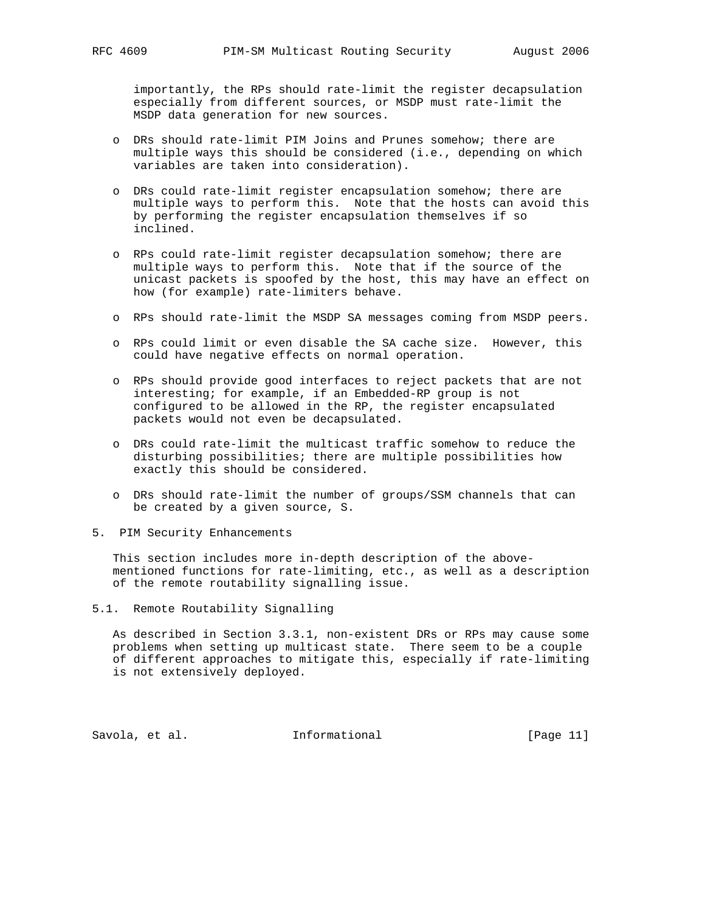importantly, the RPs should rate-limit the register decapsulation especially from different sources, or MSDP must rate-limit the MSDP data generation for new sources.

- DRs should rate-limit PIM Joins and Prunes somehow; there are multiple ways this should be considered (i.e., depending on which variables are taken into consideration).
- DRs could rate-limit register encapsulation somehow; there are multiple ways to perform this. Note that the hosts can avoid this by performing the register encapsulation themselves if so inclined.
- RPs could rate-limit register decapsulation somehow; there are multiple ways to perform this. Note that if the source of the unicast packets is spoofed by the host, this may have an effect on how (for example) rate-limiters behave.
- RPs should rate-limit the MSDP SA messages coming from MSDP peers.
- RPs could limit or even disable the SA cache size. However, this could have negative effects on normal operation.
- RPs should provide good interfaces to reject packets that are not interesting; for example, if an Embedded-RP group is not configured to be allowed in the RP, the register encapsulated packets would not even be decapsulated.
- DRs could rate-limit the multicast traffic somehow to reduce the disturbing possibilities; there are multiple possibilities how exactly this should be considered.
- DRs should rate-limit the number of groups/SSM channels that can be created by a given source, S.

## 5. PIM Security Enhancements

This section includes more in-depth description of the above-mentioned functions for rate-limiting, etc., as well as a description of the remote routability signalling issue.

### 5.1. Remote Routability Signalling

As described in Section 3.3.1, non-existent DRs or RPs may cause some problems when setting up multicast state. There seem to be a couple of different approaches to mitigate this, especially if rate-limiting is not extensively deployed.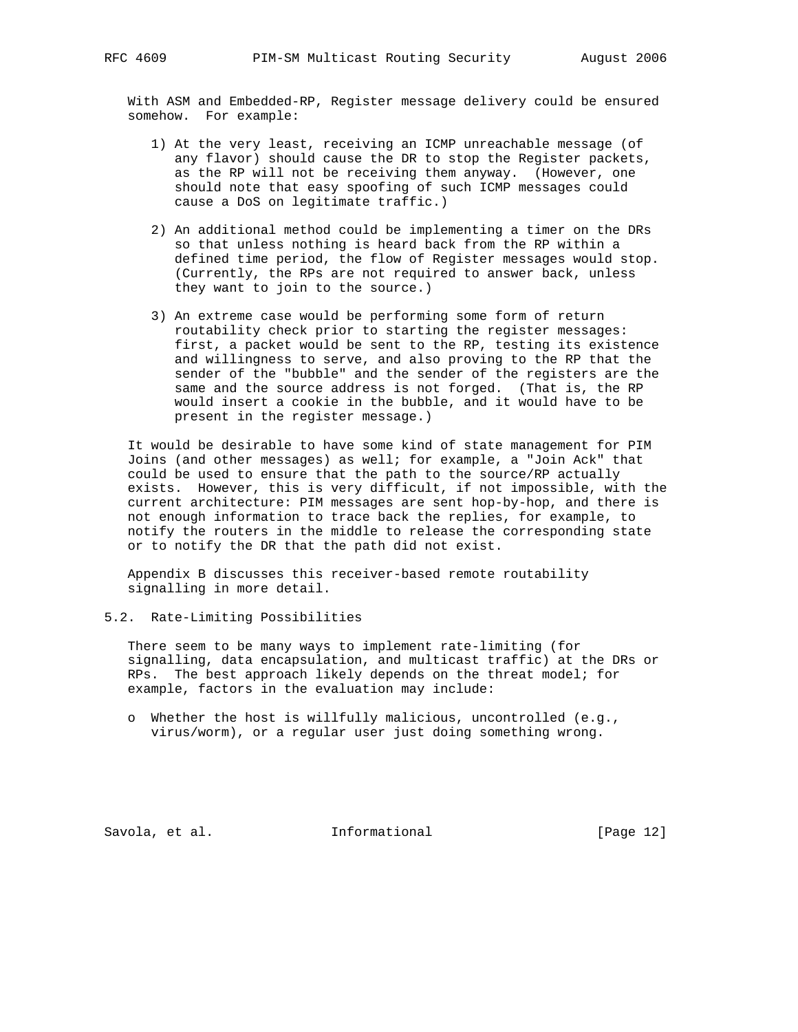With ASM and Embedded-RP, Register message delivery could be ensured somehow. For example:

1) At the very least, receiving an ICMP unreachable message (of any flavor) should cause the DR to stop the Register packets, as the RP will not be receiving them anyway. (However, one should note that easy spoofing of such ICMP messages could cause a DoS on legitimate traffic.)

2) An additional method could be implementing a timer on the DRs so that unless nothing is heard back from the RP within a defined time period, the flow of Register messages would stop. (Currently, the RPs are not required to answer back, unless they want to join to the source.)

3) An extreme case would be performing some form of return routability check prior to starting the register messages: first, a packet would be sent to the RP, testing its existence and willingness to serve, and also proving to the RP that the sender of the "bubble" and the sender of the registers are the same and the source address is not forged. (That is, the RP would insert a cookie in the bubble, and it would have to be present in the register message.)

It would be desirable to have some kind of state management for PIM Joins (and other messages) as well; for example, a "Join Ack" that could be used to ensure that the path to the source/RP actually exists. However, this is very difficult, if not impossible, with the current architecture: PIM messages are sent hop-by-hop, and there is not enough information to trace back the replies, for example, to notify the routers in the middle to release the corresponding state or to notify the DR that the path did not exist.

Appendix B discusses this receiver-based remote routability signalling in more detail.

## 5.2. Rate-Limiting Possibilities

There seem to be many ways to implement rate-limiting (for signalling, data encapsulation, and multicast traffic) at the DRs or RPs. The best approach likely depends on the threat model; for example, factors in the evaluation may include:

- Whether the host is willfully malicious, uncontrolled (e.g., virus/worm), or a regular user just doing something wrong.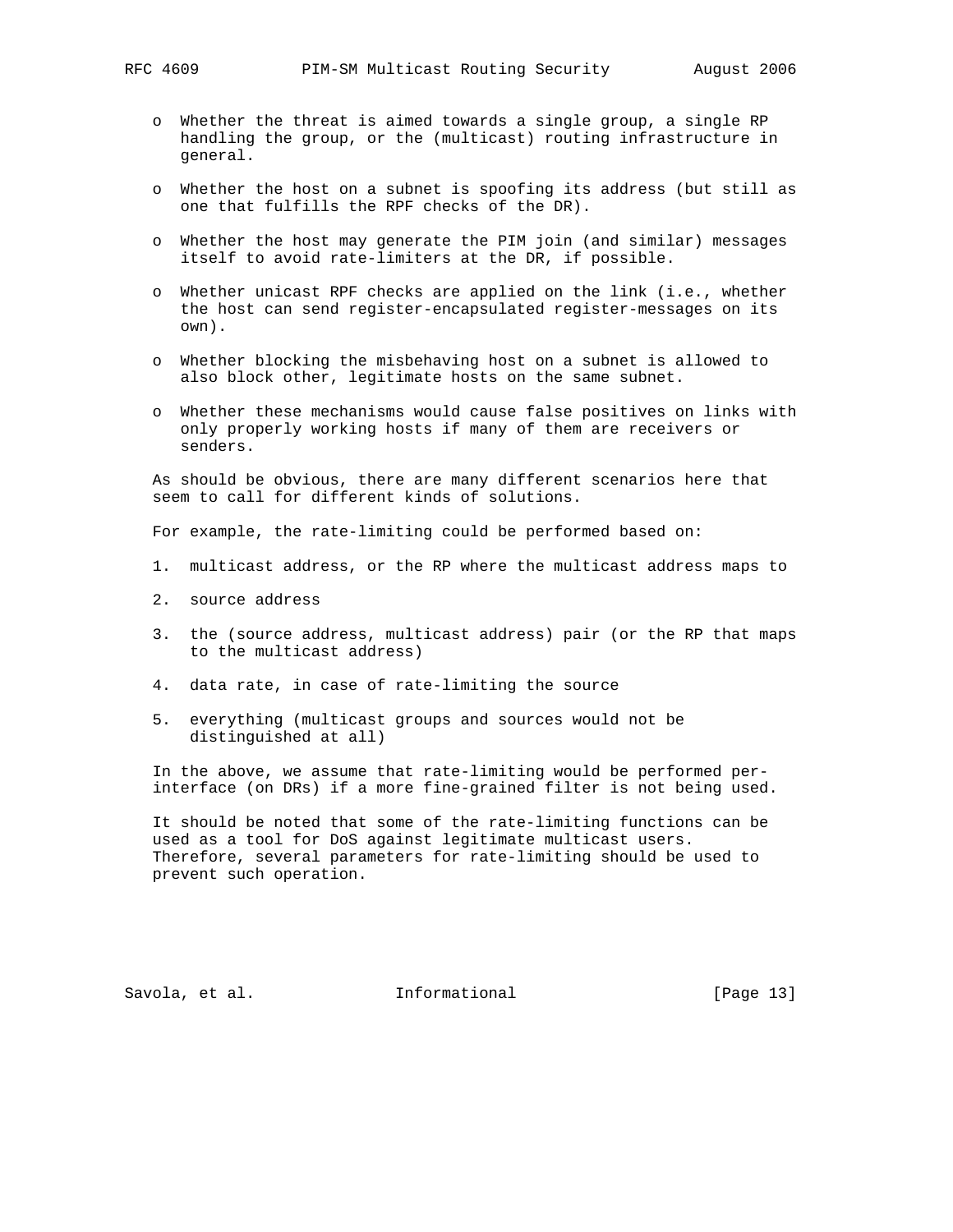- Whether the threat is aimed towards a single group, a single RP handling the group, or the (multicast) routing infrastructure in general.

- Whether the host on a subnet is spoofing its address (but still as one that fulfills the RPF checks of the DR).

- Whether the host may generate the PIM join (and similar) messages itself to avoid rate-limiters at the DR, if possible.

- Whether unicast RPF checks are applied on the link (i.e., whether the host can send register-encapsulated register-messages on its own).

- Whether blocking the misbehaving host on a subnet is allowed to also block other, legitimate hosts on the same subnet.

- Whether these mechanisms would cause false positives on links with only properly working hosts if many of them are receivers or senders.

As should be obvious, there are many different scenarios here that seem to call for different kinds of solutions.

For example, the rate-limiting could be performed based on:

1. multicast address, or the RP where the multicast address maps to

2. source address

3. the (source address, multicast address) pair (or the RP that maps to the multicast address)

4. data rate, in case of rate-limiting the source

5. everything (multicast groups and sources would not be distinguished at all)

In the above, we assume that rate-limiting would be performed per-interface (on DRs) if a more fine-grained filter is not being used.

It should be noted that some of the rate-limiting functions can be used as a tool for DoS against legitimate multicast users. Therefore, several parameters for rate-limiting should be used to prevent such operation.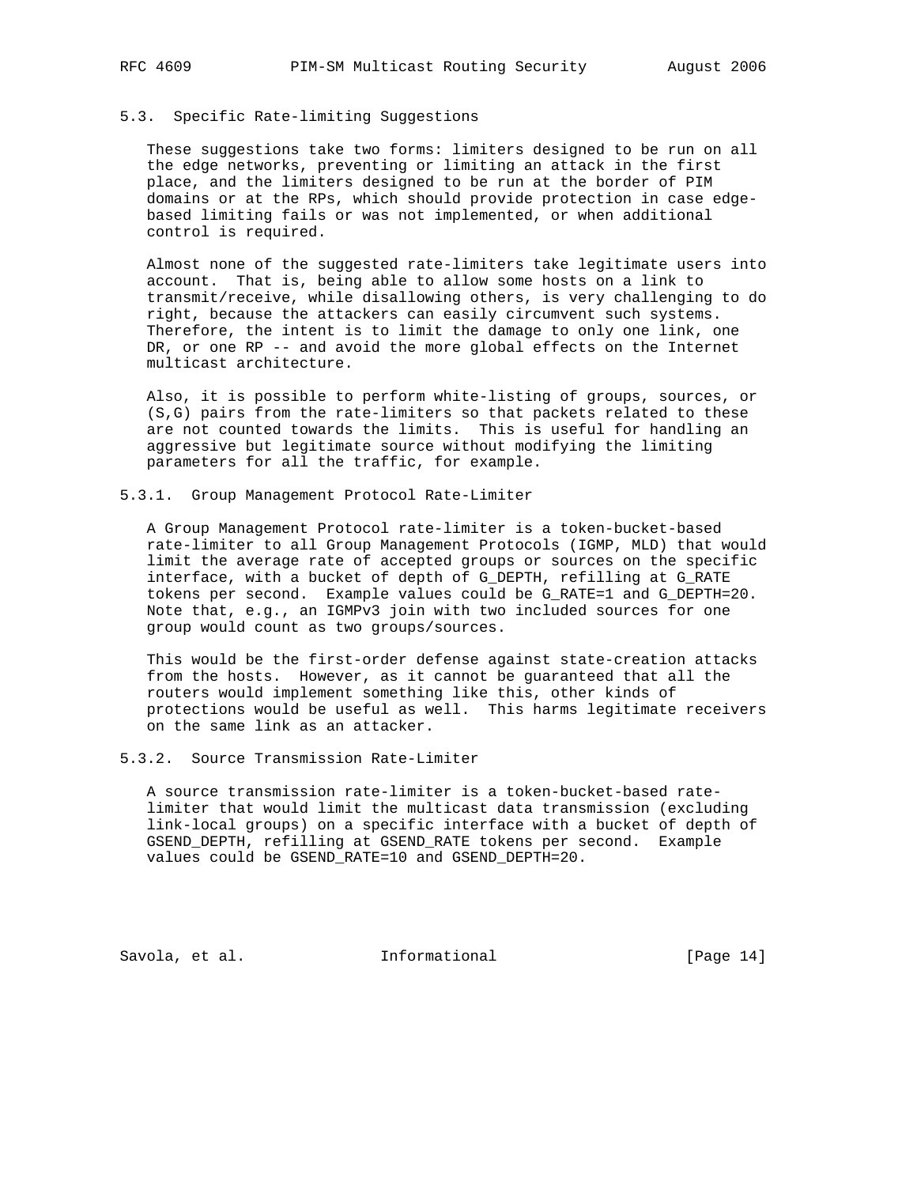### 5.3. Specific Rate-limiting Suggestions

These suggestions take two forms: limiters designed to be run on all the edge networks, preventing or limiting an attack in the first place, and the limiters designed to be run at the border of PIM domains or at the RPs, which should provide protection in case edge-based limiting fails or was not implemented, or when additional control is required.

Almost none of the suggested rate-limiters take legitimate users into account. That is, being able to allow some hosts on a link to transmit/receive, while disallowing others, is very challenging to do right, because the attackers can easily circumvent such systems. Therefore, the intent is to limit the damage to only one link, one DR, or one RP -- and avoid the more global effects on the Internet multicast architecture.

Also, it is possible to perform white-listing of groups, sources, or (S,G) pairs from the rate-limiters so that packets related to these are not counted towards the limits. This is useful for handling an aggressive but legitimate source without modifying the limiting parameters for all the traffic, for example.

#### 5.3.1. Group Management Protocol Rate-Limiter

A Group Management Protocol rate-limiter is a token-bucket-based rate-limiter to all Group Management Protocols (IGMP, MLD) that would limit the average rate of accepted groups or sources on the specific interface, with a bucket of depth of G_DEPTH, refilling at G_RATE tokens per second. Example values could be G_RATE=1 and G_DEPTH=20. Note that, e.g., an IGMPv3 join with two included sources for one group would count as two groups/sources.

This would be the first-order defense against state-creation attacks from the hosts. However, as it cannot be guaranteed that all the routers would implement something like this, other kinds of protections would be useful as well. This harms legitimate receivers on the same link as an attacker.

#### 5.3.2. Source Transmission Rate-Limiter

A source transmission rate-limiter is a token-bucket-based rate-limiter that would limit the multicast data transmission (excluding link-local groups) on a specific interface with a bucket of depth of GSEND_DEPTH, refilling at GSEND_RATE tokens per second. Example values could be GSEND_RATE=10 and GSEND_DEPTH=20.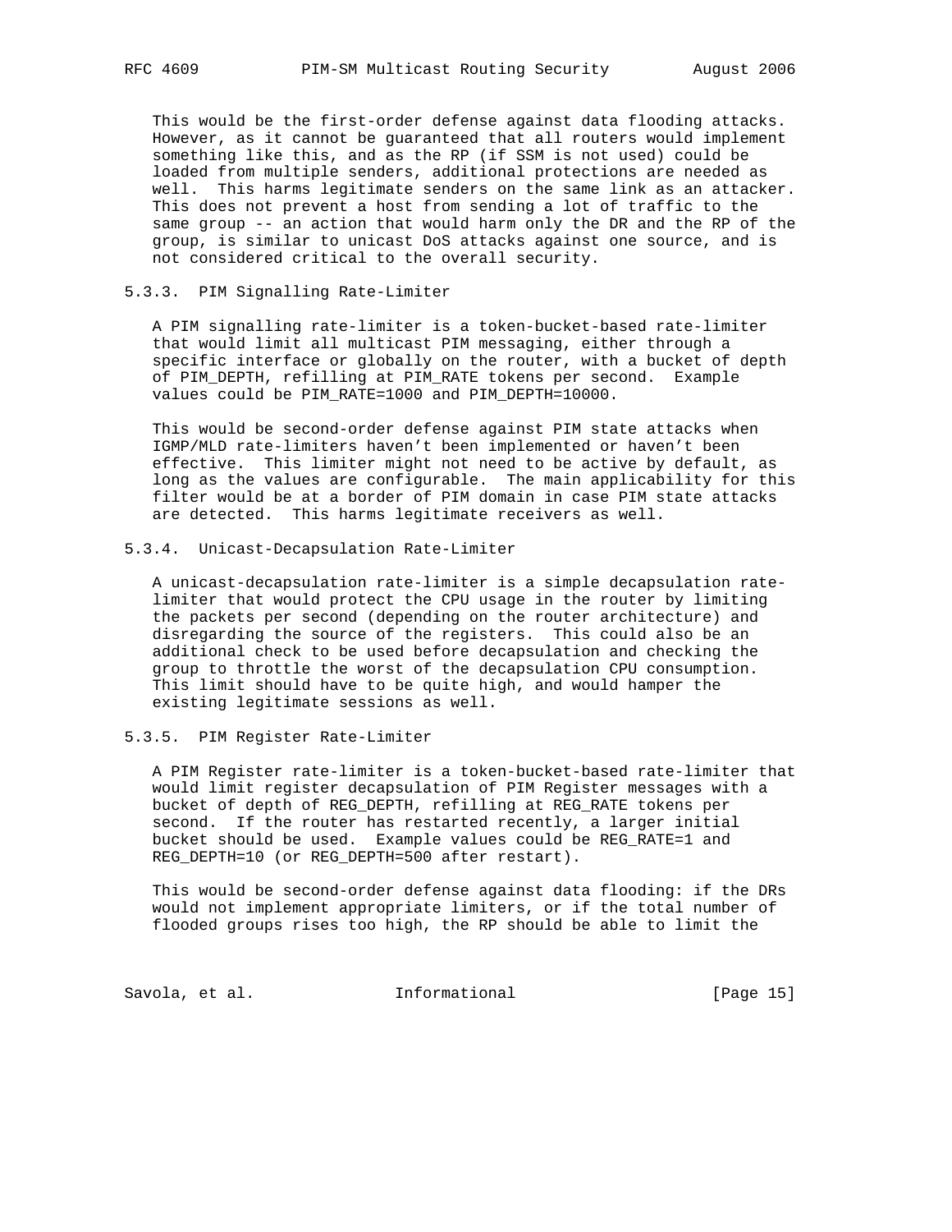This would be the first-order defense against data flooding attacks. However, as it cannot be guaranteed that all routers would implement something like this, and as the RP (if SSM is not used) could be loaded from multiple senders, additional protections are needed as well. This harms legitimate senders on the same link as an attacker. This does not prevent a host from sending a lot of traffic to the same group -- an action that would harm only the DR and the RP of the group, is similar to unicast DoS attacks against one source, and is not considered critical to the overall security.

### 5.3.3. PIM Signalling Rate-Limiter

A PIM signalling rate-limiter is a token-bucket-based rate-limiter that would limit all multicast PIM messaging, either through a specific interface or globally on the router, with a bucket of depth of PIM_DEPTH, refilling at PIM_RATE tokens per second. Example values could be PIM_RATE=1000 and PIM_DEPTH=10000.

This would be second-order defense against PIM state attacks when IGMP/MLD rate-limiters haven't been implemented or haven't been effective. This limiter might not need to be active by default, as long as the values are configurable. The main applicability for this filter would be at a border of PIM domain in case PIM state attacks are detected. This harms legitimate receivers as well.

### 5.3.4. Unicast-Decapsulation Rate-Limiter

A unicast-decapsulation rate-limiter is a simple decapsulation rate-limiter that would protect the CPU usage in the router by limiting the packets per second (depending on the router architecture) and disregarding the source of the registers. This could also be an additional check to be used before decapsulation and checking the group to throttle the worst of the decapsulation CPU consumption. This limit should have to be quite high, and would hamper the existing legitimate sessions as well.

### 5.3.5. PIM Register Rate-Limiter

A PIM Register rate-limiter is a token-bucket-based rate-limiter that would limit register decapsulation of PIM Register messages with a bucket of depth of REG_DEPTH, refilling at REG_RATE tokens per second. If the router has restarted recently, a larger initial bucket should be used. Example values could be REG_RATE=1 and REG_DEPTH=10 (or REG_DEPTH=500 after restart).

This would be second-order defense against data flooding: if the DRs would not implement appropriate limiters, or if the total number of flooded groups rises too high, the RP should be able to limit the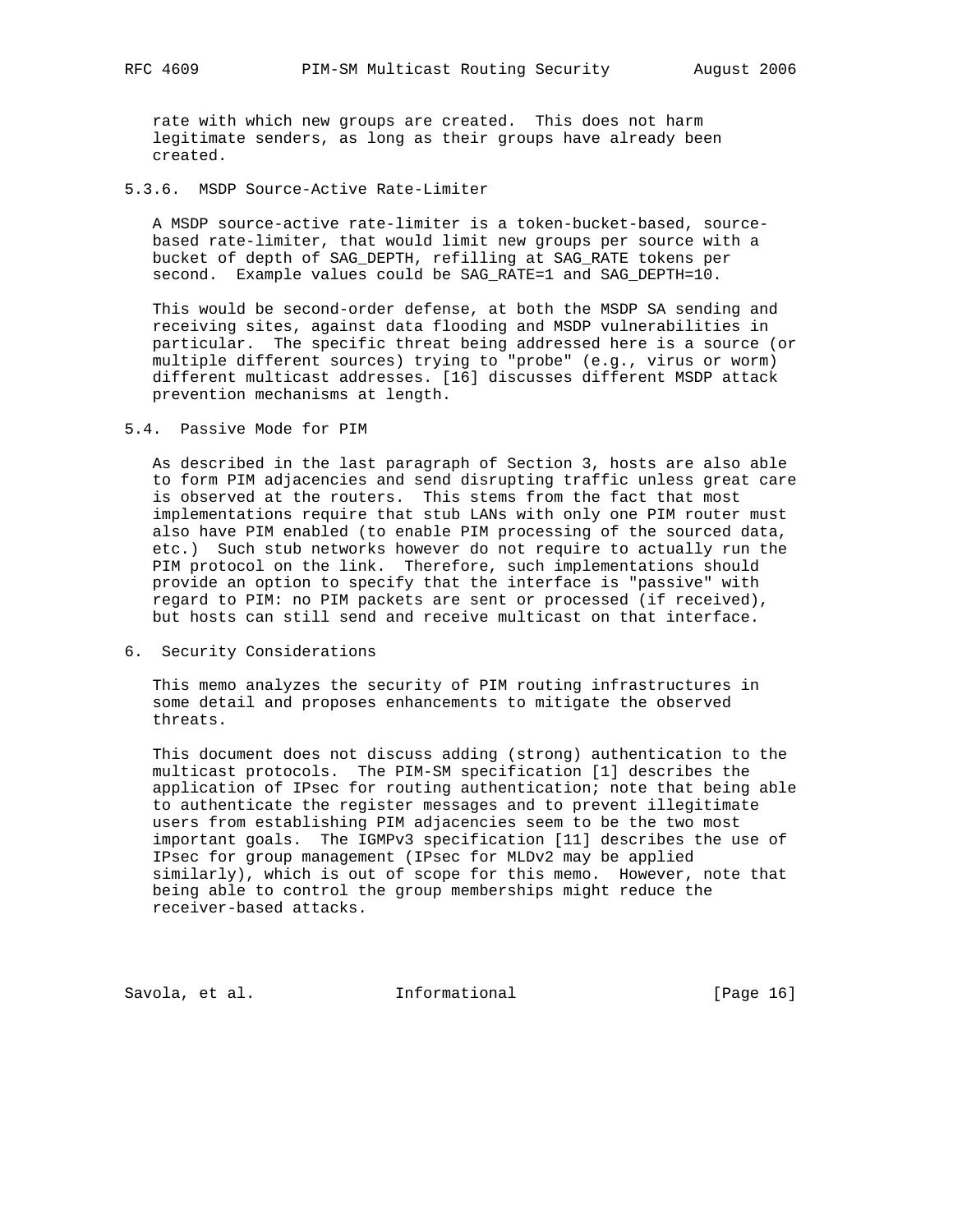rate with which new groups are created. This does not harm legitimate senders, as long as their groups have already been created.

#### 5.3.6. MSDP Source-Active Rate-Limiter

A MSDP source-active rate-limiter is a token-bucket-based, source-based rate-limiter, that would limit new groups per source with a bucket of depth of SAG_DEPTH, refilling at SAG_RATE tokens per second. Example values could be SAG_RATE=1 and SAG_DEPTH=10.

This would be second-order defense, at both the MSDP SA sending and receiving sites, against data flooding and MSDP vulnerabilities in particular. The specific threat being addressed here is a source (or multiple different sources) trying to "probe" (e.g., virus or worm) different multicast addresses. [16] discusses different MSDP attack prevention mechanisms at length.

### 5.4. Passive Mode for PIM

As described in the last paragraph of Section 3, hosts are also able to form PIM adjacencies and send disrupting traffic unless great care is observed at the routers. This stems from the fact that most implementations require that stub LANs with only one PIM router must also have PIM enabled (to enable PIM processing of the sourced data, etc.) Such stub networks however do not require to actually run the PIM protocol on the link. Therefore, such implementations should provide an option to specify that the interface is "passive" with regard to PIM: no PIM packets are sent or processed (if received), but hosts can still send and receive multicast on that interface.

## 6. Security Considerations

This memo analyzes the security of PIM routing infrastructures in some detail and proposes enhancements to mitigate the observed threats.

This document does not discuss adding (strong) authentication to the multicast protocols. The PIM-SM specification [1] describes the application of IPsec for routing authentication; note that being able to authenticate the register messages and to prevent illegitimate users from establishing PIM adjacencies seem to be the two most important goals. The IGMPv3 specification [11] describes the use of IPsec for group management (IPsec for MLDv2 may be applied similarly), which is out of scope for this memo. However, note that being able to control the group memberships might reduce the receiver-based attacks.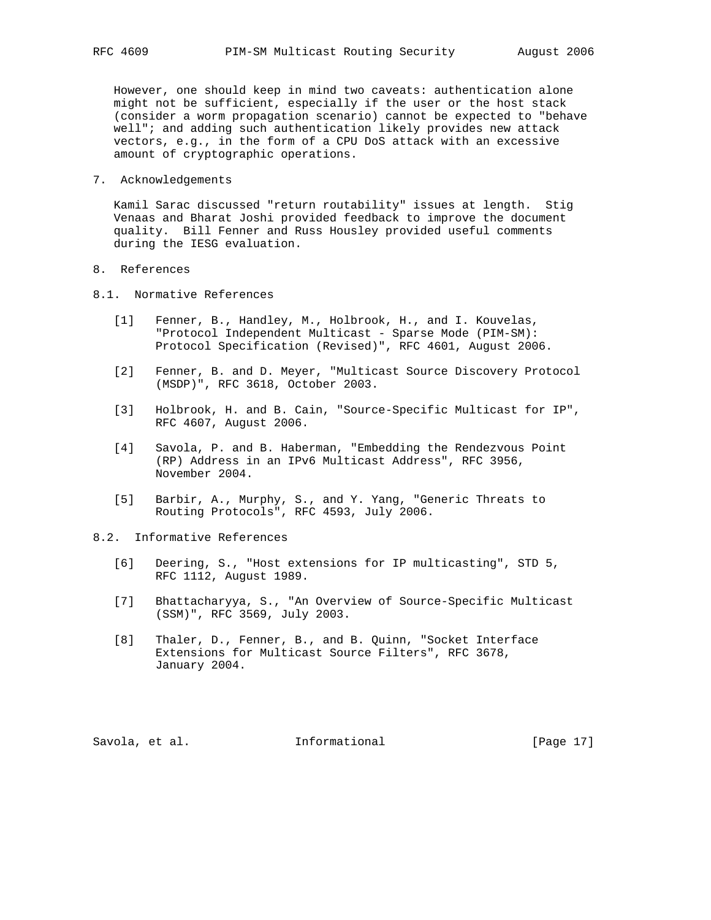However, one should keep in mind two caveats: authentication alone might not be sufficient, especially if the user or the host stack (consider a worm propagation scenario) cannot be expected to "behave well"; and adding such authentication likely provides new attack vectors, e.g., in the form of a CPU DoS attack with an excessive amount of cryptographic operations.

## 7. Acknowledgements

Kamil Sarac discussed "return routability" issues at length. Stig Venaas and Bharat Joshi provided feedback to improve the document quality. Bill Fenner and Russ Housley provided useful comments during the IESG evaluation.

## 8. References

### 8.1. Normative References

[1] Fenner, B., Handley, M., Holbrook, H., and I. Kouvelas, "Protocol Independent Multicast - Sparse Mode (PIM-SM): Protocol Specification (Revised)", RFC 4601, August 2006.

[2] Fenner, B. and D. Meyer, "Multicast Source Discovery Protocol (MSDP)", RFC 3618, October 2003.

[3] Holbrook, H. and B. Cain, "Source-Specific Multicast for IP", RFC 4607, August 2006.

[4] Savola, P. and B. Haberman, "Embedding the Rendezvous Point (RP) Address in an IPv6 Multicast Address", RFC 3956, November 2004.

[5] Barbir, A., Murphy, S., and Y. Yang, "Generic Threats to Routing Protocols", RFC 4593, July 2006.

### 8.2. Informative References

[6] Deering, S., "Host extensions for IP multicasting", STD 5, RFC 1112, August 1989.

[7] Bhattacharyya, S., "An Overview of Source-Specific Multicast (SSM)", RFC 3569, July 2003.

[8] Thaler, D., Fenner, B., and B. Quinn, "Socket Interface Extensions for Multicast Source Filters", RFC 3678, January 2004.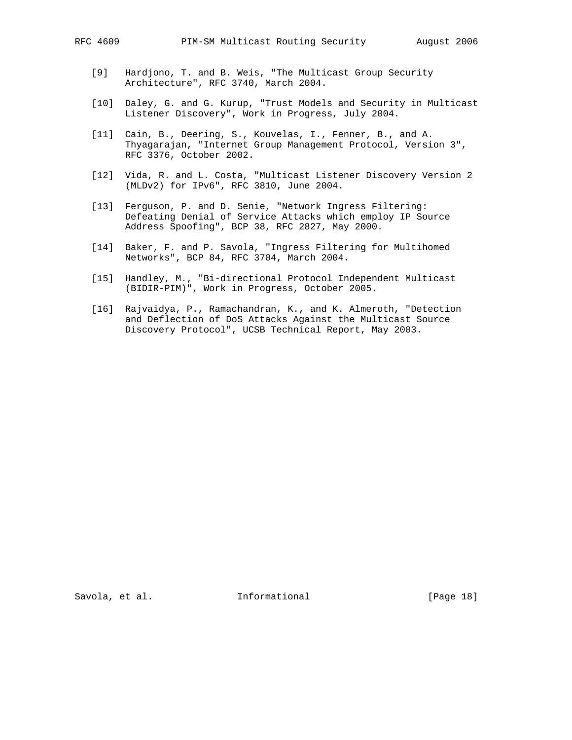[9] Hardjono, T. and B. Weis, "The Multicast Group Security Architecture", RFC 3740, March 2004.

[10] Daley, G. and G. Kurup, "Trust Models and Security in Multicast Listener Discovery", Work in Progress, July 2004.

[11] Cain, B., Deering, S., Kouvelas, I., Fenner, B., and A. Thyagarajan, "Internet Group Management Protocol, Version 3", RFC 3376, October 2002.

[12] Vida, R. and L. Costa, "Multicast Listener Discovery Version 2 (MLDv2) for IPv6", RFC 3810, June 2004.

[13] Ferguson, P. and D. Senie, "Network Ingress Filtering: Defeating Denial of Service Attacks which employ IP Source Address Spoofing", BCP 38, RFC 2827, May 2000.

[14] Baker, F. and P. Savola, "Ingress Filtering for Multihomed Networks", BCP 84, RFC 3704, March 2004.

[15] Handley, M., "Bi-directional Protocol Independent Multicast (BIDIR-PIM)", Work in Progress, October 2005.

[16] Rajvaidya, P., Ramachandran, K., and K. Almeroth, "Detection and Deflection of DoS Attacks Against the Multicast Source Discovery Protocol", UCSB Technical Report, May 2003.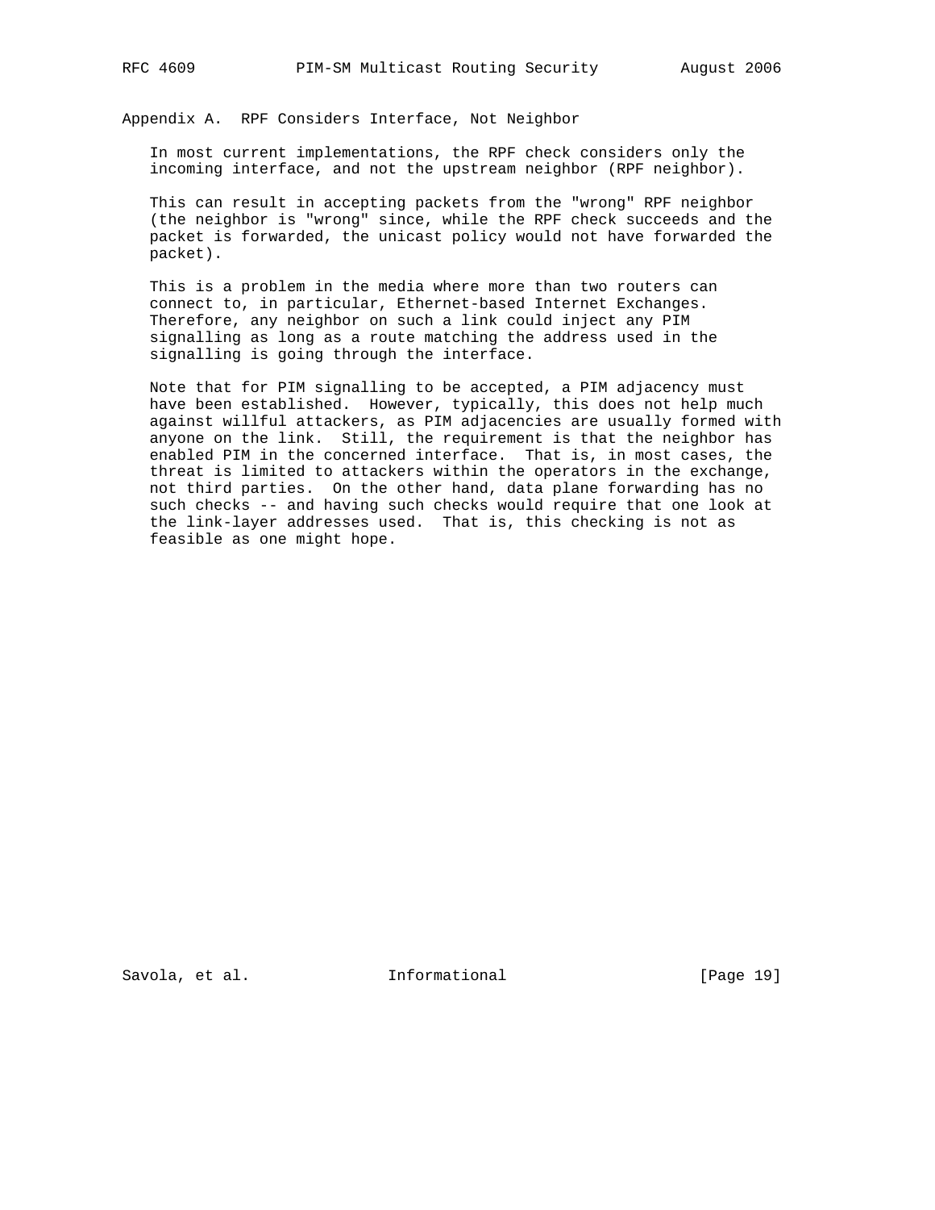## Appendix A. RPF Considers Interface, Not Neighbor

In most current implementations, the RPF check considers only the incoming interface, and not the upstream neighbor (RPF neighbor).

This can result in accepting packets from the "wrong" RPF neighbor (the neighbor is "wrong" since, while the RPF check succeeds and the packet is forwarded, the unicast policy would not have forwarded the packet).

This is a problem in the media where more than two routers can connect to, in particular, Ethernet-based Internet Exchanges. Therefore, any neighbor on such a link could inject any PIM signalling as long as a route matching the address used in the signalling is going through the interface.

Note that for PIM signalling to be accepted, a PIM adjacency must have been established. However, typically, this does not help much against willful attackers, as PIM adjacencies are usually formed with anyone on the link. Still, the requirement is that the neighbor has enabled PIM in the concerned interface. That is, in most cases, the threat is limited to attackers within the operators in the exchange, not third parties. On the other hand, data plane forwarding has no such checks -- and having such checks would require that one look at the link-layer addresses used. That is, this checking is not as feasible as one might hope.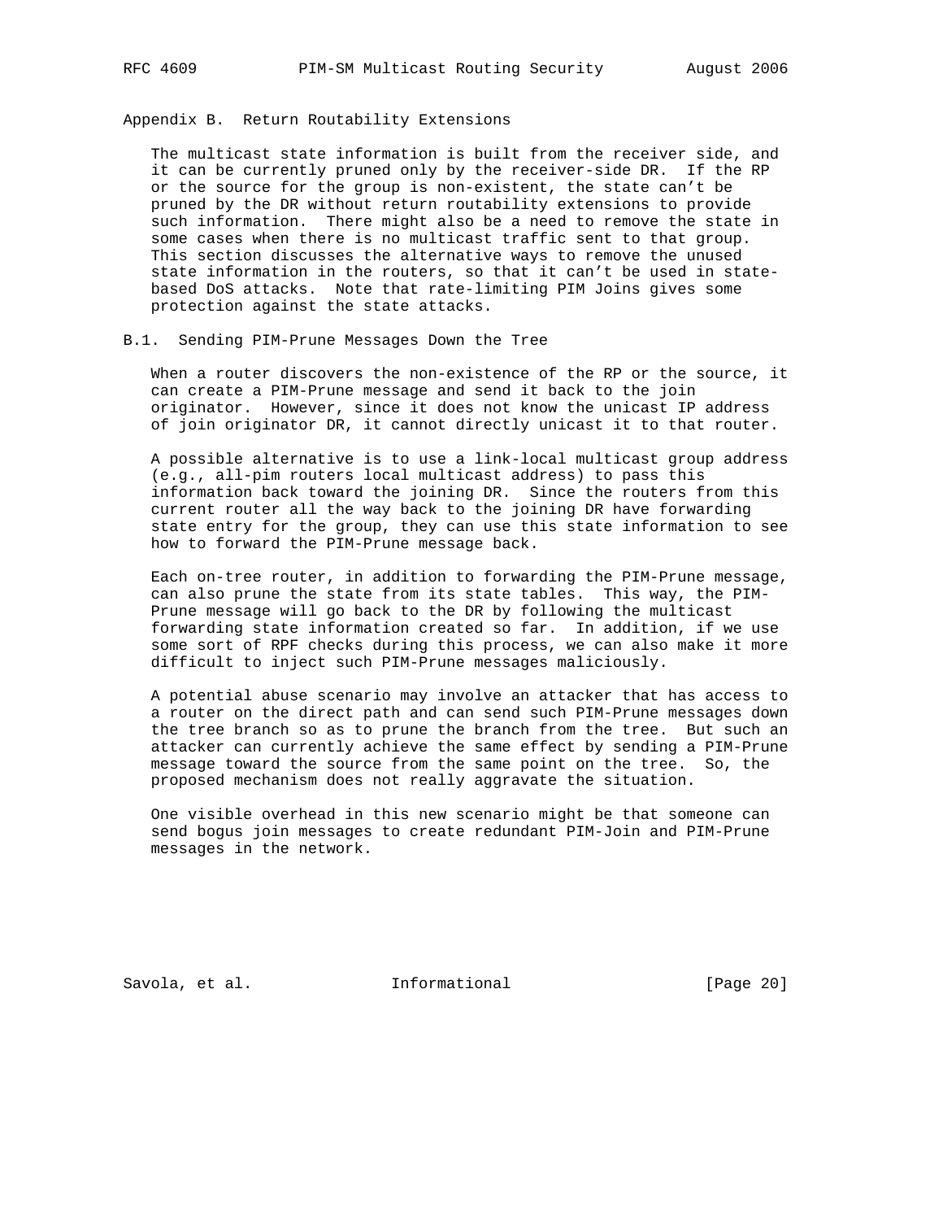## Appendix B. Return Routability Extensions

The multicast state information is built from the receiver side, and it can be currently pruned only by the receiver-side DR. If the RP or the source for the group is non-existent, the state can't be pruned by the DR without return routability extensions to provide such information. There might also be a need to remove the state in some cases when there is no multicast traffic sent to that group. This section discusses the alternative ways to remove the unused state information in the routers, so that it can't be used in state-based DoS attacks. Note that rate-limiting PIM Joins gives some protection against the state attacks.

### B.1. Sending PIM-Prune Messages Down the Tree

When a router discovers the non-existence of the RP or the source, it can create a PIM-Prune message and send it back to the join originator. However, since it does not know the unicast IP address of join originator DR, it cannot directly unicast it to that router.

A possible alternative is to use a link-local multicast group address (e.g., all-pim routers local multicast address) to pass this information back toward the joining DR. Since the routers from this current router all the way back to the joining DR have forwarding state entry for the group, they can use this state information to see how to forward the PIM-Prune message back.

Each on-tree router, in addition to forwarding the PIM-Prune message, can also prune the state from its state tables. This way, the PIM-Prune message will go back to the DR by following the multicast forwarding state information created so far. In addition, if we use some sort of RPF checks during this process, we can also make it more difficult to inject such PIM-Prune messages maliciously.

A potential abuse scenario may involve an attacker that has access to a router on the direct path and can send such PIM-Prune messages down the tree branch so as to prune the branch from the tree. But such an attacker can currently achieve the same effect by sending a PIM-Prune message toward the source from the same point on the tree. So, the proposed mechanism does not really aggravate the situation.

One visible overhead in this new scenario might be that someone can send bogus join messages to create redundant PIM-Join and PIM-Prune messages in the network.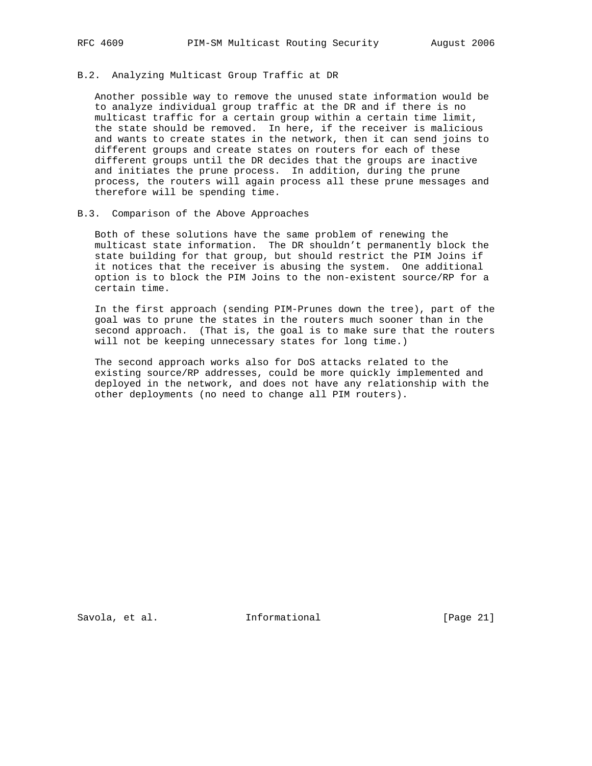### B.2. Analyzing Multicast Group Traffic at DR

Another possible way to remove the unused state information would be to analyze individual group traffic at the DR and if there is no multicast traffic for a certain group within a certain time limit, the state should be removed. In here, if the receiver is malicious and wants to create states in the network, then it can send joins to different groups and create states on routers for each of these different groups until the DR decides that the groups are inactive and initiates the prune process. In addition, during the prune process, the routers will again process all these prune messages and therefore will be spending time.

### B.3. Comparison of the Above Approaches

Both of these solutions have the same problem of renewing the multicast state information. The DR shouldn't permanently block the state building for that group, but should restrict the PIM Joins if it notices that the receiver is abusing the system. One additional option is to block the PIM Joins to the non-existent source/RP for a certain time.

In the first approach (sending PIM-Prunes down the tree), part of the goal was to prune the states in the routers much sooner than in the second approach. (That is, the goal is to make sure that the routers will not be keeping unnecessary states for long time.)

The second approach works also for DoS attacks related to the existing source/RP addresses, could be more quickly implemented and deployed in the network, and does not have any relationship with the other deployments (no need to change all PIM routers).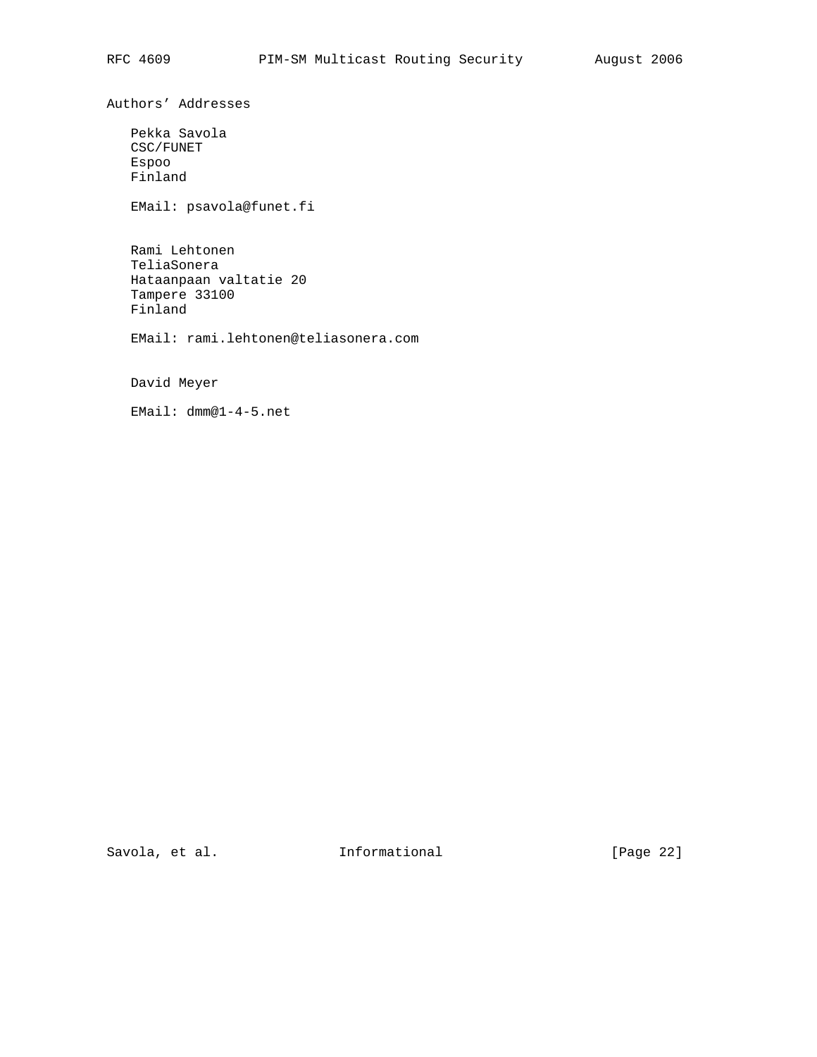# Authors' Addresses

Pekka Savola
CSC/FUNET
Espoo
Finland

EMail: psavola@funet.fi

Rami Lehtonen
TeliaSonera
Hataanpaan valtatie 20
Tampere 33100
Finland

EMail: rami.lehtonen@teliasonera.com

David Meyer

EMail: dmm@1-4-5.net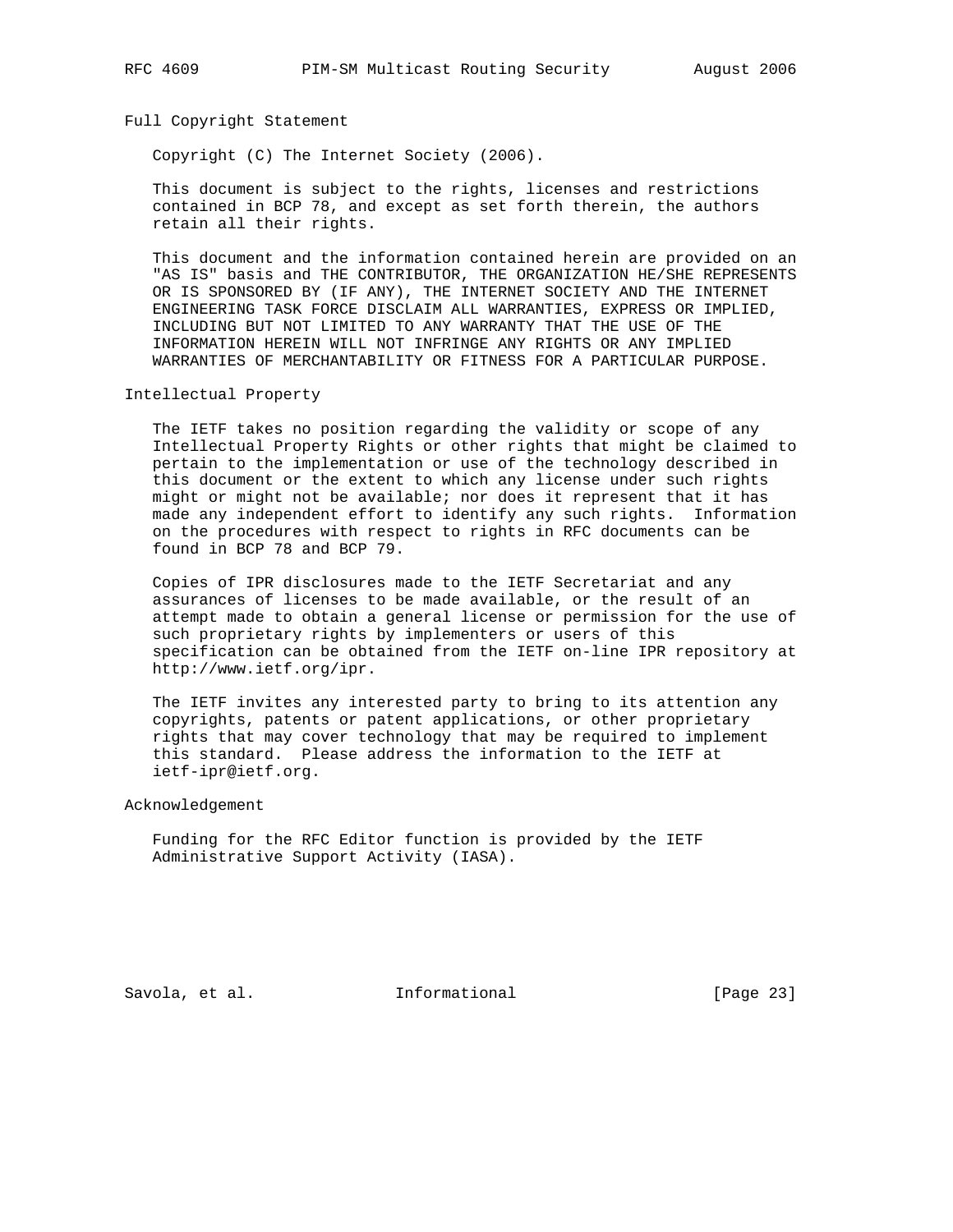## Full Copyright Statement

Copyright (C) The Internet Society (2006).

This document is subject to the rights, licenses and restrictions contained in BCP 78, and except as set forth therein, the authors retain all their rights.

This document and the information contained herein are provided on an "AS IS" basis and THE CONTRIBUTOR, THE ORGANIZATION HE/SHE REPRESENTS OR IS SPONSORED BY (IF ANY), THE INTERNET SOCIETY AND THE INTERNET ENGINEERING TASK FORCE DISCLAIM ALL WARRANTIES, EXPRESS OR IMPLIED, INCLUDING BUT NOT LIMITED TO ANY WARRANTY THAT THE USE OF THE INFORMATION HEREIN WILL NOT INFRINGE ANY RIGHTS OR ANY IMPLIED WARRANTIES OF MERCHANTABILITY OR FITNESS FOR A PARTICULAR PURPOSE.

## Intellectual Property

The IETF takes no position regarding the validity or scope of any Intellectual Property Rights or other rights that might be claimed to pertain to the implementation or use of the technology described in this document or the extent to which any license under such rights might or might not be available; nor does it represent that it has made any independent effort to identify any such rights. Information on the procedures with respect to rights in RFC documents can be found in BCP 78 and BCP 79.

Copies of IPR disclosures made to the IETF Secretariat and any assurances of licenses to be made available, or the result of an attempt made to obtain a general license or permission for the use of such proprietary rights by implementers or users of this specification can be obtained from the IETF on-line IPR repository at http://www.ietf.org/ipr.

The IETF invites any interested party to bring to its attention any copyrights, patents or patent applications, or other proprietary rights that may cover technology that may be required to implement this standard. Please address the information to the IETF at ietf-ipr@ietf.org.

## Acknowledgement

Funding for the RFC Editor function is provided by the IETF Administrative Support Activity (IASA).